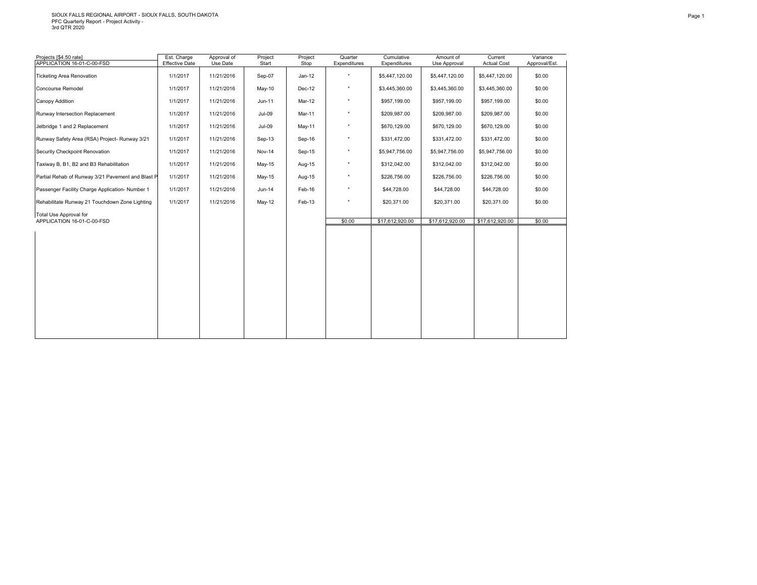SIOUX FALLS REGIONAL AIRPORT - SIOUX FALLS, SOUTH DAKOTA
PFC Quarterly Report - Project Activity -
3rd QTR 2020

| Projects [$4.50 rate] APPLICATION 16-01-C-00-FSD | Est. Charge Effective Date | Approval of Use Date | Project Start | Project Stop | Quarter Expenditures | Cumulative Expenditures | Amount of Use Approval | Current Actual Cost | Variance Approval/Est. |
|---|---|---|---|---|---|---|---|---|---|
| Ticketing Area Renovation | 1/1/2017 | 11/21/2016 | Sep-07 | Jan-12 | * | $5,447,120.00 | $5,447,120.00 | $5,447,120.00 | $0.00 |
| Concourse Remodel | 1/1/2017 | 11/21/2016 | May-10 | Dec-12 | * | $3,445,360.00 | $3,445,360.00 | $3,445,360.00 | $0.00 |
| Canopy Addition | 1/1/2017 | 11/21/2016 | Jun-11 | Mar-12 | * | $957,199.00 | $957,199.00 | $957,199.00 | $0.00 |
| Runway Intersection Replacement | 1/1/2017 | 11/21/2016 | Jul-09 | Mar-11 | * | $209,987.00 | $209,987.00 | $209,987.00 | $0.00 |
| Jetbridge 1 and 2 Replacement | 1/1/2017 | 11/21/2016 | Jul-09 | May-11 | * | $670,129.00 | $670,129.00 | $670,129.00 | $0.00 |
| Runway Safety Area (RSA) Project- Runway 3/21 | 1/1/2017 | 11/21/2016 | Sep-13 | Sep-16 | * | $331,472.00 | $331,472.00 | $331,472.00 | $0.00 |
| Security Checkpoint Renovation | 1/1/2017 | 11/21/2016 | Nov-14 | Sep-15 | * | $5,947,756.00 | $5,947,756.00 | $5,947,756.00 | $0.00 |
| Taxiway B, B1, B2 and B3 Rehabilitation | 1/1/2017 | 11/21/2016 | May-15 | Aug-15 | * | $312,042.00 | $312,042.00 | $312,042.00 | $0.00 |
| Partial Rehab of Runway 3/21 Pavement and Blast P | 1/1/2017 | 11/21/2016 | May-15 | Aug-15 | * | $226,756.00 | $226,756.00 | $226,756.00 | $0.00 |
| Passenger Facility Charge Application- Number 1 | 1/1/2017 | 11/21/2016 | Jun-14 | Feb-16 | * | $44,728.00 | $44,728.00 | $44,728.00 | $0.00 |
| Rehabilitate Runway 21 Touchdown Zone Lighting | 1/1/2017 | 11/21/2016 | May-12 | Feb-13 | * | $20,371.00 | $20,371.00 | $20,371.00 | $0.00 |
| Total Use Approval for APPLICATION 16-01-C-00-FSD | | | | | $0.00 | $17,612,920.00 | $17,612,920.00 | $17,612,920.00 | $0.00 |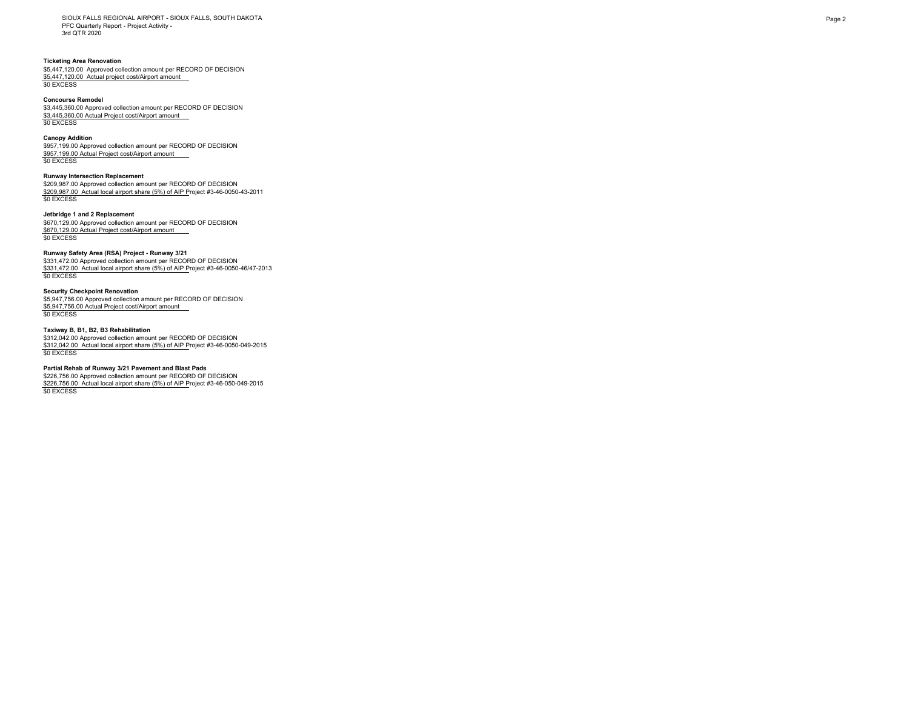SIOUX FALLS REGIONAL AIRPORT - SIOUX FALLS, SOUTH DAKOTA
PFC Quarterly Report - Project Activity -
3rd QTR 2020

**Ticketing Area Renovation**
$5,447,120.00 Approved collection amount per RECORD OF DECISION
$5,447,120.00 Actual project cost/Airport amount
$0 EXCESS

**Concourse Remodel**
$3,445,360.00 Approved collection amount per RECORD OF DECISION
$3,445,360.00 Actual Project cost/Airport amount
$0 EXCESS

**Canopy Addition**
$957,199.00 Approved collection amount per RECORD OF DECISION
$957,199.00 Actual Project cost/Airport amount
$0 EXCESS

**Runway Intersection Replacement**
$209,987.00 Approved collection amount per RECORD OF DECISION
$209,987.00 Actual local airport share (5%) of AIP Project #3-46-0050-43-2011
$0 EXCESS

**Jetbridge 1 and 2 Replacement**
$670,129.00 Approved collection amount per RECORD OF DECISION
$670,129.00 Actual Project cost/Airport amount
$0 EXCESS

**Runway Safety Area (RSA) Project - Runway 3/21**
$331,472.00 Approved collection amount per RECORD OF DECISION
$331,472.00 Actual local airport share (5%) of AIP Project #3-46-0050-46/47-2013
$0 EXCESS

**Security Checkpoint Renovation**
$5,947,756.00 Approved collection amount per RECORD OF DECISION
$5,947,756.00 Actual Project cost/Airport amount
$0 EXCESS

**Taxiway B, B1, B2, B3 Rehabilitation**
$312,042.00 Approved collection amount per RECORD OF DECISION
$312,042.00 Actual local airport share (5%) of AIP Project #3-46-0050-049-2015
$0 EXCESS

**Partial Rehab of Runway 3/21 Pavement and Blast Pads**
$226,756.00 Approved collection amount per RECORD OF DECISION
$226,756.00 Actual local airport share (5%) of AIP Project #3-46-050-049-2015
$0 EXCESS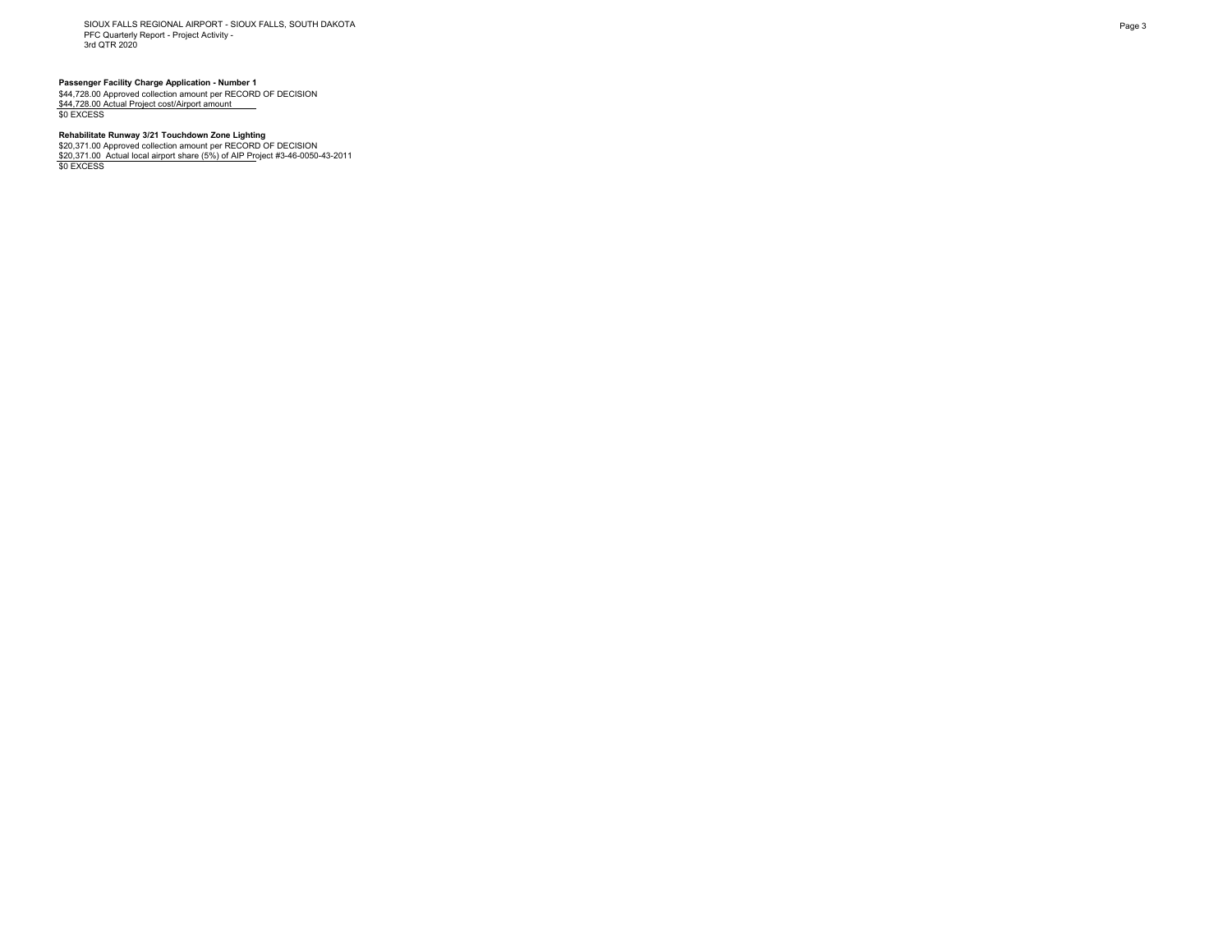SIOUX FALLS REGIONAL AIRPORT - SIOUX FALLS, SOUTH DAKOTA
PFC Quarterly Report - Project Activity -
3rd QTR 2020

**Passenger Facility Charge Application - Number 1**

$44,728.00 Approved collection amount per RECORD OF DECISION
$44,728.00 Actual Project cost/Airport amount
$0 EXCESS

**Rehabilitate Runway 3/21 Touchdown Zone Lighting**

$20,371.00 Approved collection amount per RECORD OF DECISION
$20,371.00 Actual local airport share (5%) of AIP Project #3-46-0050-43-2011
$0 EXCESS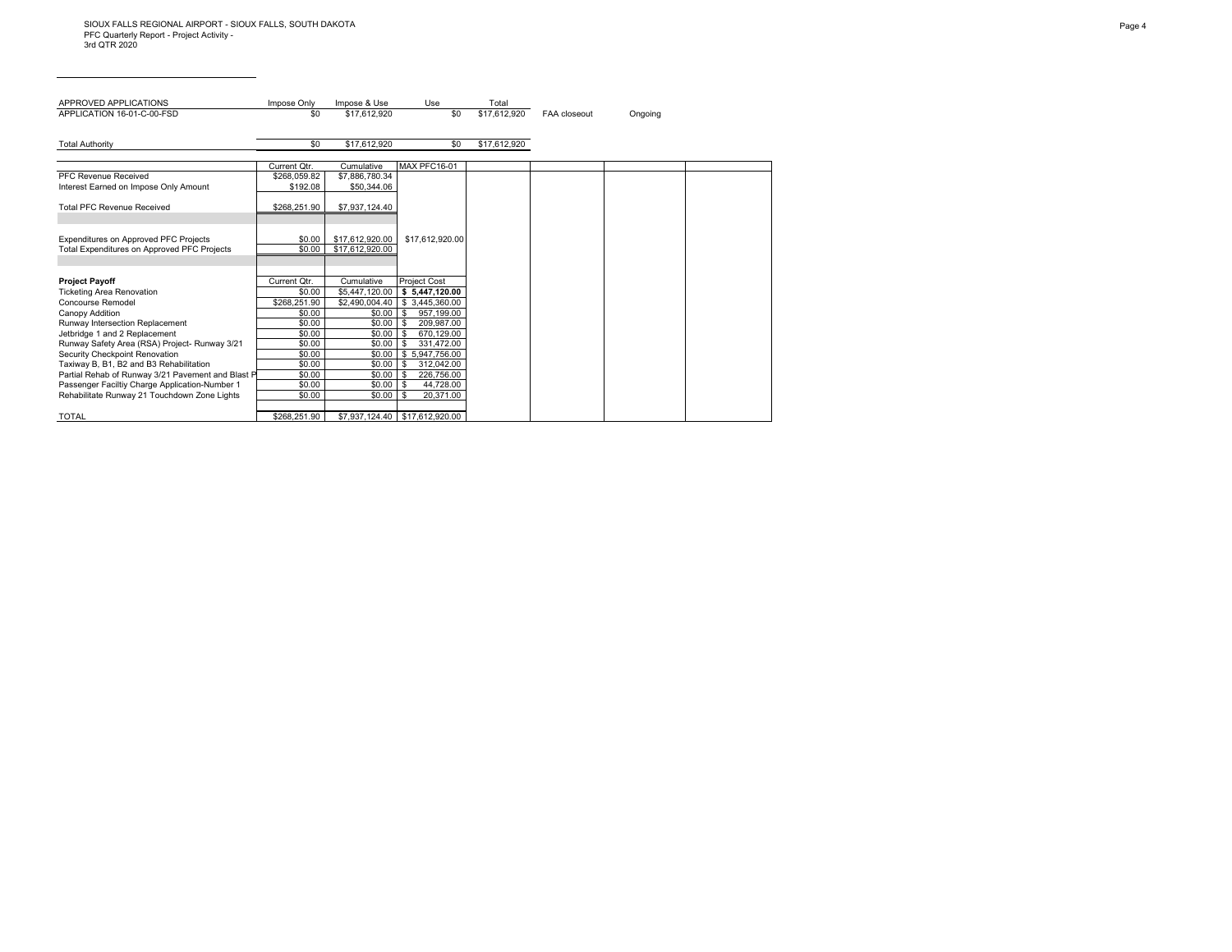SIOUX FALLS REGIONAL AIRPORT - SIOUX FALLS, SOUTH DAKOTA
PFC Quarterly Report - Project Activity -
3rd QTR 2020

| APPROVED APPLICATIONS | Impose Only | Impose & Use | Use | Total | | |
|---|---|---|---|---|---|---|
| APPLICATION 16-01-C-00-FSD | $0 | $17,612,920 | $0 | $17,612,920 | FAA closeout | Ongoing |
| | | | | | | |
| Total Authority | $0 | $17,612,920 | $0 | $17,612,920 | | |

| | Current Qtr. | Cumulative | MAX PFC16-01 |
|---|---|---|---|
| PFC Revenue Received | $268,059.82 | $7,886,780.34 | |
| Interest Earned on Impose Only Amount | $192.08 | $50,344.06 | |
| Total PFC Revenue Received | $268,251.90 | $7,937,124.40 | |
| Expenditures on Approved PFC Projects | $0.00 | $17,612,920.00 | $17,612,920.00 |
| Total Expenditures on Approved PFC Projects | $0.00 | $17,612,920.00 | |

| **Project Payoff** | Current Qtr. | Cumulative | Project Cost |
|---|---|---|---|
| Ticketing Area Renovation | $0.00 | $5,447,120.00 | **$ 5,447,120.00** |
| Concourse Remodel | $268,251.90 | $2,490,004.40 | $ 3,445,360.00 |
| Canopy Addition | $0.00 | $0.00 | $ 957,199.00 |
| Runway Intersection Replacement | $0.00 | $0.00 | $ 209,987.00 |
| Jetbridge 1 and 2 Replacement | $0.00 | $0.00 | $ 670,129.00 |
| Runway Safety Area (RSA) Project- Runway 3/21 | $0.00 | $0.00 | $ 331,472.00 |
| Security Checkpoint Renovation | $0.00 | $0.00 | $ 5,947,756.00 |
| Taxiway B, B1, B2 and B3 Rehabilitation | $0.00 | $0.00 | $ 312,042.00 |
| Partial Rehab of Runway 3/21 Pavement and Blast P | $0.00 | $0.00 | $ 226,756.00 |
| Passenger Faciltiy Charge Application-Number 1 | $0.00 | $0.00 | $ 44,728.00 |
| Rehabilitate Runway 21 Touchdown Zone Lights | $0.00 | $0.00 | $ 20,371.00 |
| TOTAL | $268,251.90 | $7,937,124.40 | $17,612,920.00 |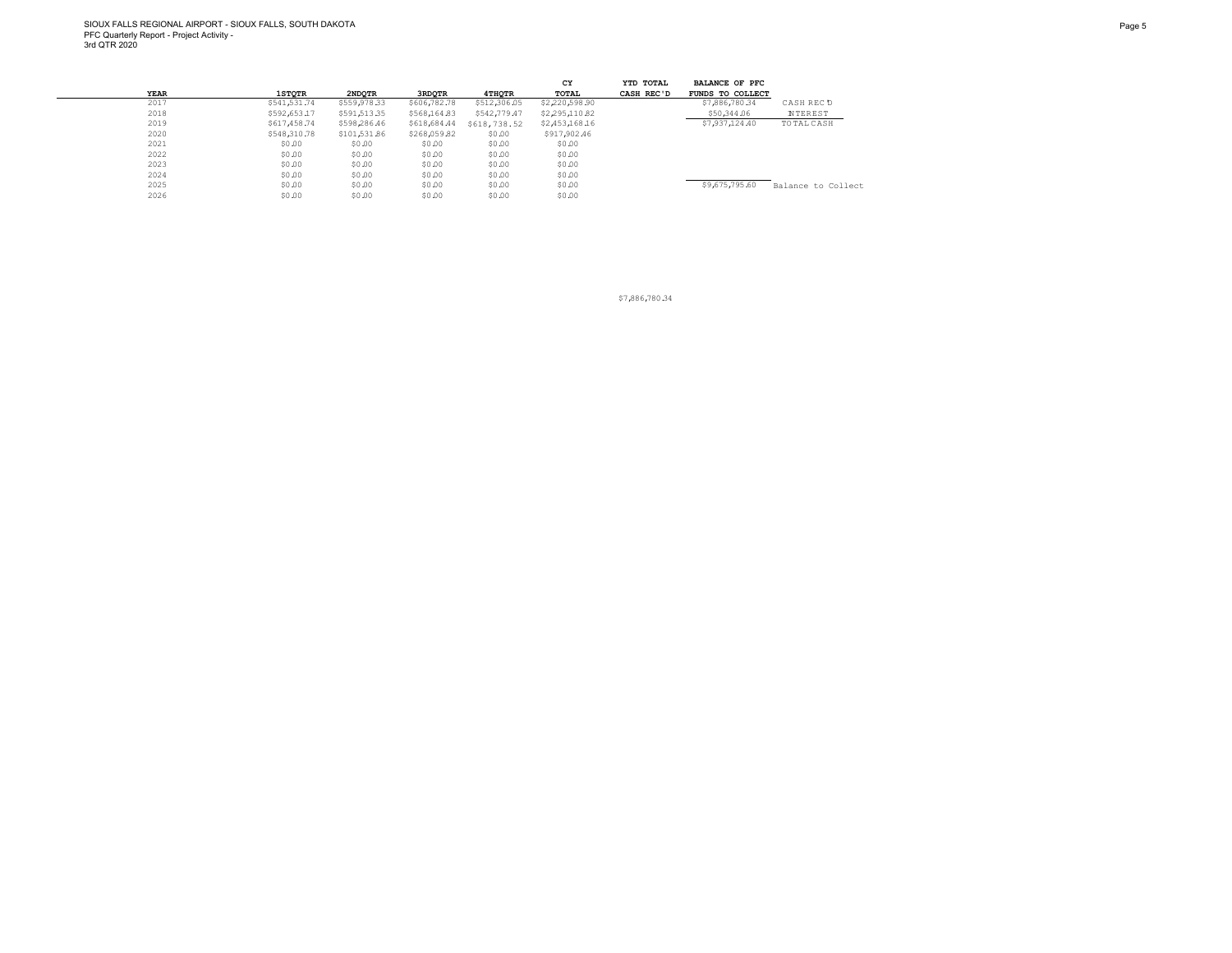SIOUX FALLS REGIONAL AIRPORT - SIOUX FALLS, SOUTH DAKOTA
PFC Quarterly Report - Project Activity -
3rd QTR 2020

| YEAR | 1STQTR | 2NDQTR | 3RDQTR | 4THQTR | CY TOTAL | YTD TOTAL CASH REC'D | BALANCE OF PFC FUNDS TO COLLECT | |
|---|---|---|---|---|---|---|---|---|
| 2017 | $541,531.74 | $559,978.33 | $606,782.78 | $512,306.05 | $2,220,598.90 | | $7,886,780.34 | CASH REC'D |
| 2018 | $592,653.17 | $591,513.35 | $568,164.83 | $542,779.47 | $2,295,110.82 | | $50,344.06 | INTEREST |
| 2019 | $617,458.74 | $598,286.46 | $618,684.44 | $618,738.52 | $2,453,168.16 | | $7,937,124.40 | TOTAL CASH |
| 2020 | $548,310.78 | $101,531.86 | $268,059.82 | $0.00 | $917,902.46 | | | |
| 2021 | $0.00 | $0.00 | $0.00 | $0.00 | $0.00 | | | |
| 2022 | $0.00 | $0.00 | $0.00 | $0.00 | $0.00 | | | |
| 2023 | $0.00 | $0.00 | $0.00 | $0.00 | $0.00 | | | |
| 2024 | $0.00 | $0.00 | $0.00 | $0.00 | $0.00 | | | |
| 2025 | $0.00 | $0.00 | $0.00 | $0.00 | $0.00 | | $9,675,795.60 | Balance to Collect |
| 2026 | $0.00 | $0.00 | $0.00 | $0.00 | $0.00 | | | |

$7,886,780.34